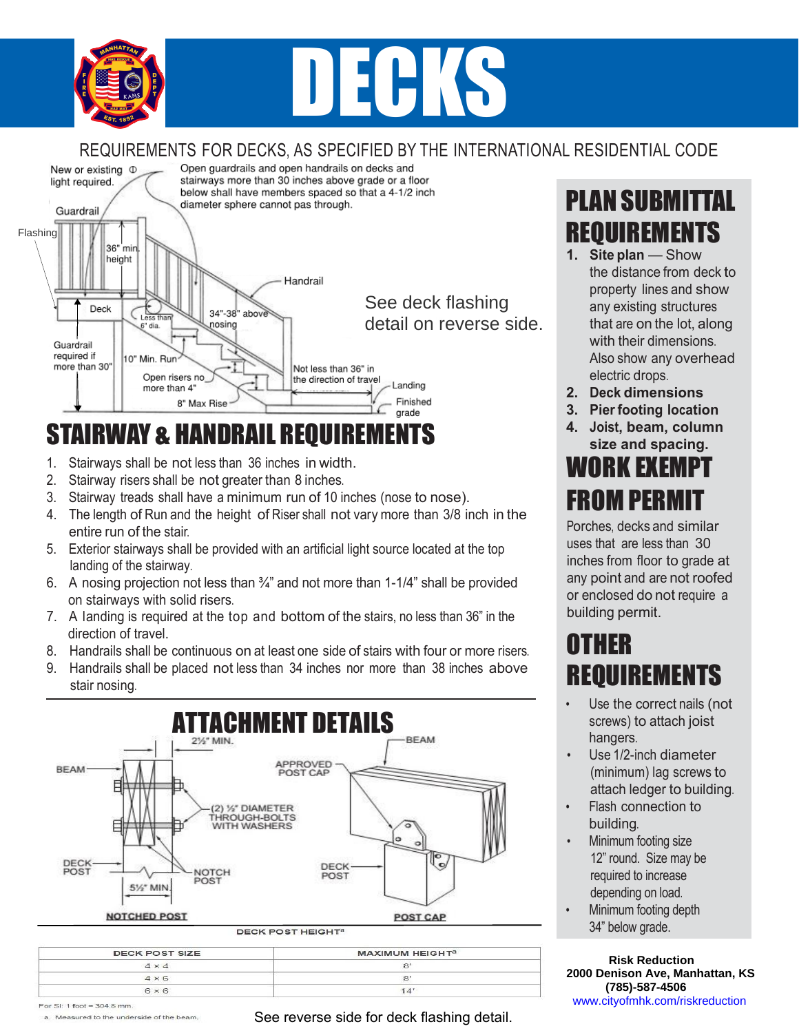# DECKS

## REQUIREMENTS FOR DECKS, AS SPECIFIED BY THE INTERNATIONAL RESIDENTIAL CODE

New or existing light required.

Open guardrails and open handrails on decks and stairways more than 30 inches above grade or a floor below shall have members spaced so that a 4-1/2 inch diameter sphere cannot pas through.

Guardrail

Flashing

36" min. height

Handrail

Deck

Less than 6" dia.

34"-38" above nosing

Guardrail required if more than 30"

10" Min. Run

Open risers no more than 4"

8" Max Rise

Not less than 36" in the direction of travel

Landing

Finished grade

See deck flashing detail on reverse side.

## STAIRWAY & HANDRAIL REQUIREMENTS

1. Stairways shall be not less than 36 inches in width.
2. Stairway risers shall be not greater than 8 inches.
3. Stairway treads shall have a minimum run of 10 inches (nose to nose).
4. The length of Run and the height of Riser shall not vary more than 3/8 inch in the entire run of the stair.
5. Exterior stairways shall be provided with an artificial light source located at the top landing of the stairway.
6. A nosing projection not less than ¾" and not more than 1-1/4" shall be provided on stairways with solid risers.
7. A landing is required at the top and bottom of the stairs, no less than 36" in the direction of travel.
8. Handrails shall be continuous on at least one side of stairs with four or more risers.
9. Handrails shall be placed not less than 34 inches nor more than 38 inches above stair nosing.

## ATTACHMENT DETAILS

BEAM — 2½" MIN. — (2) ½" DIAMETER THROUGH-BOLTS WITH WASHERS — DECK POST — NOTCH POST — 5½" MIN.

NOTCHED POST

BEAM — APPROVED POST CAP — DECK POST

POST CAP

DECK POST HEIGHT[a]

| DECK POST SIZE | MAXIMUM HEIGHT[a] |
|---|---|
| 4 × 4 | 8' |
| 4 × 6 | 8' |
| 6 × 6 | 14' |

For SI: 1 foot = 304.8 mm.

a. Measured to the underside of the beam.

See reverse side for deck flashing detail.

## PLAN SUBMITTAL REQUIREMENTS

1. **Site plan** — Show the distance from deck to property lines and show any existing structures that are on the lot, along with their dimensions. Also show any overhead electric drops.
2. **Deck dimensions**
3. **Pier footing location**
4. **Joist, beam, column size and spacing.**

## WORK EXEMPT FROM PERMIT

Porches, decks and similar uses that are less than 30 inches from floor to grade at any point and are not roofed or enclosed do not require a building permit.

## OTHER REQUIREMENTS

- Use the correct nails (not screws) to attach joist hangers.
- Use 1/2-inch diameter (minimum) lag screws to attach ledger to building.
- Flash connection to building.
- Minimum footing size 12" round. Size may be required to increase depending on load.
- Minimum footing depth 34" below grade.

**Risk Reduction**
**2000 Denison Ave, Manhattan, KS**
**(785)-587-4506**
www.cityofmhk.com/riskreduction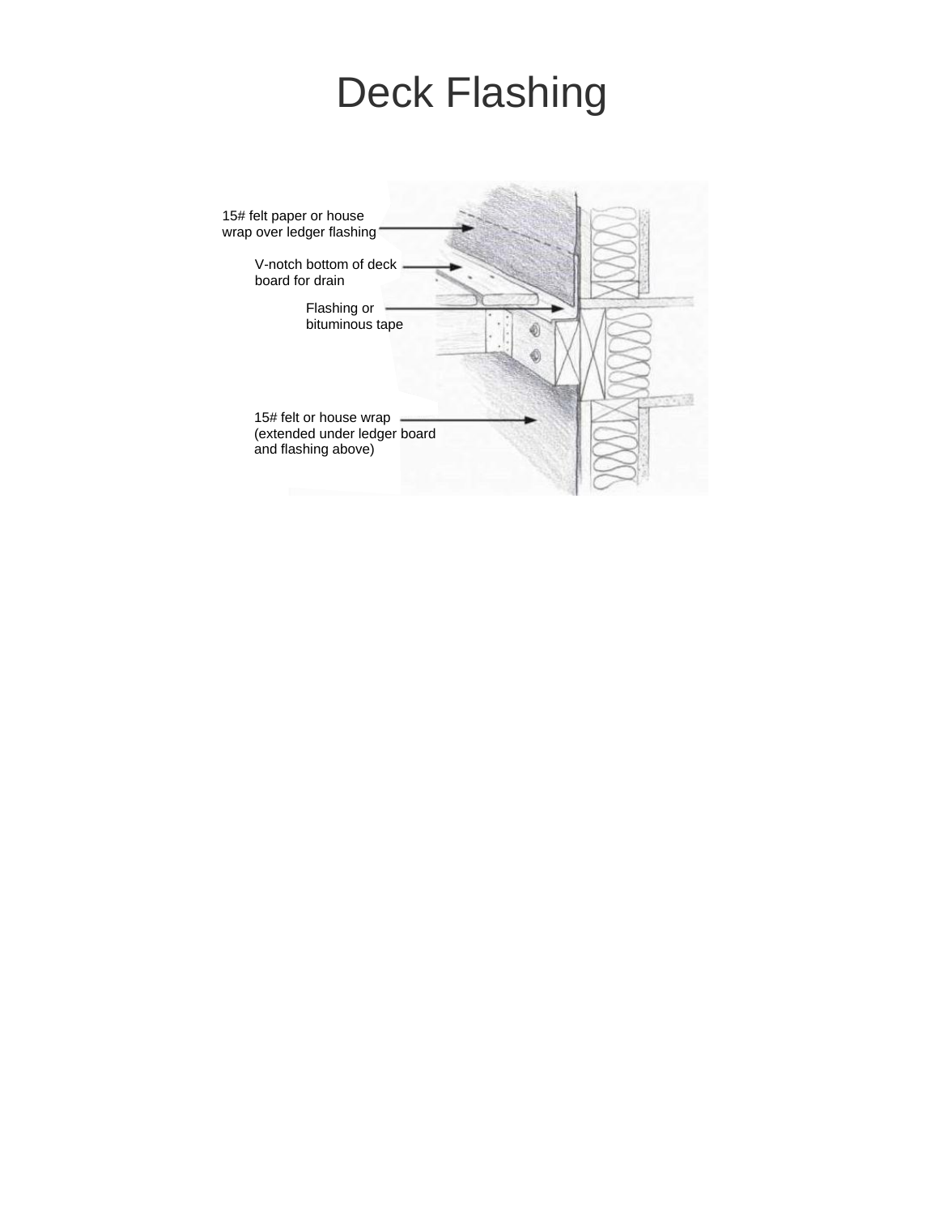# Deck Flashing

15# felt paper or house wrap over ledger flashing

V-notch bottom of deck board for drain

Flashing or bituminous tape

15# felt or house wrap (extended under ledger board and flashing above)